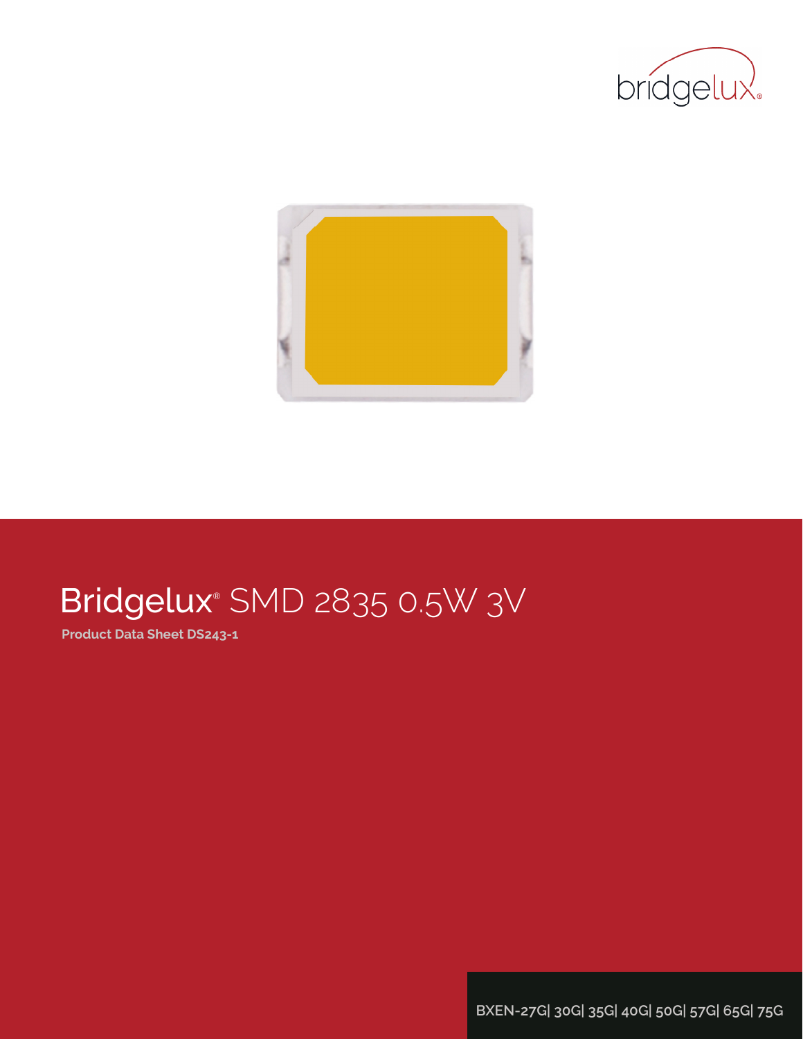# Bridgelux® SMD 2835 0.5W 3V

**Product Data Sheet DS243-1**

BXEN-27G| 30G| 35G| 40G| 50G| 57G| 65G| 75G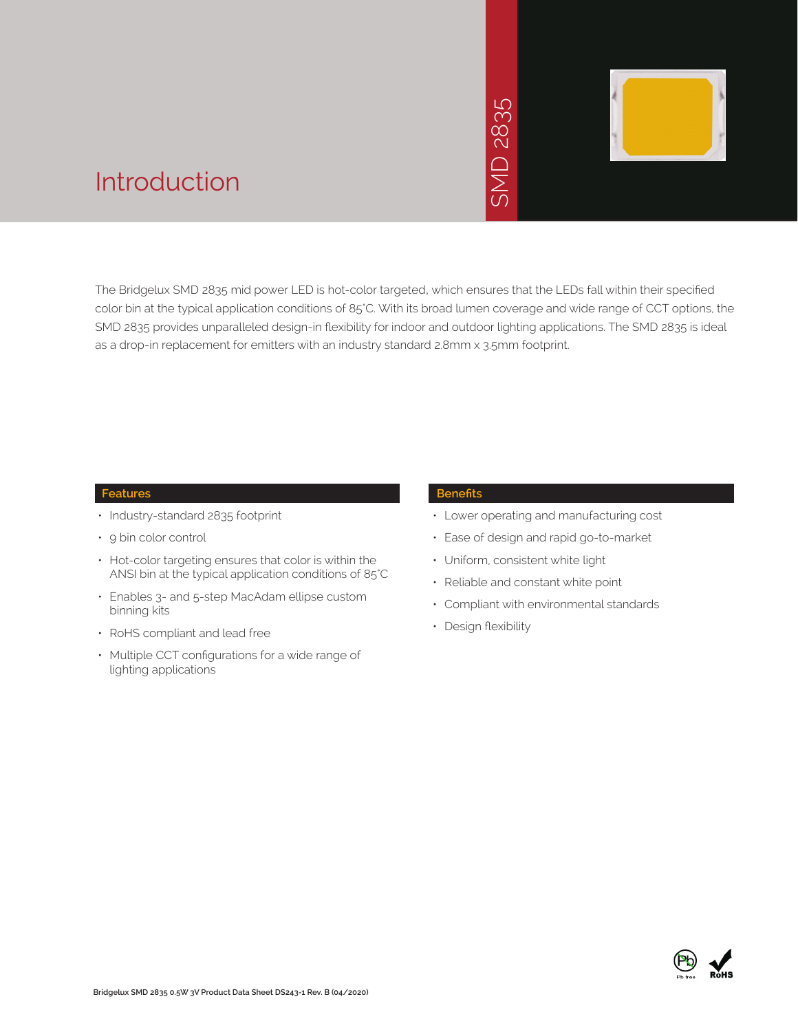# Introduction

SMD 2835

The Bridgelux SMD 2835 mid power LED is hot-color targeted, which ensures that the LEDs fall within their specified color bin at the typical application conditions of 85°C. With its broad lumen coverage and wide range of CCT options, the SMD 2835 provides unparalleled design-in flexibility for indoor and outdoor lighting applications. The SMD 2835 is ideal as a drop-in replacement for emitters with an industry standard 2.8mm x 3.5mm footprint.

## Features

- Industry-standard 2835 footprint
- 9 bin color control
- Hot-color targeting ensures that color is within the ANSI bin at the typical application conditions of 85°C
- Enables 3- and 5-step MacAdam ellipse custom binning kits
- RoHS compliant and lead free
- Multiple CCT configurations for a wide range of lighting applications

## Benefits

- Lower operating and manufacturing cost
- Ease of design and rapid go-to-market
- Uniform, consistent white light
- Reliable and constant white point
- Compliant with environmental standards
- Design flexibility

Pb free RoHS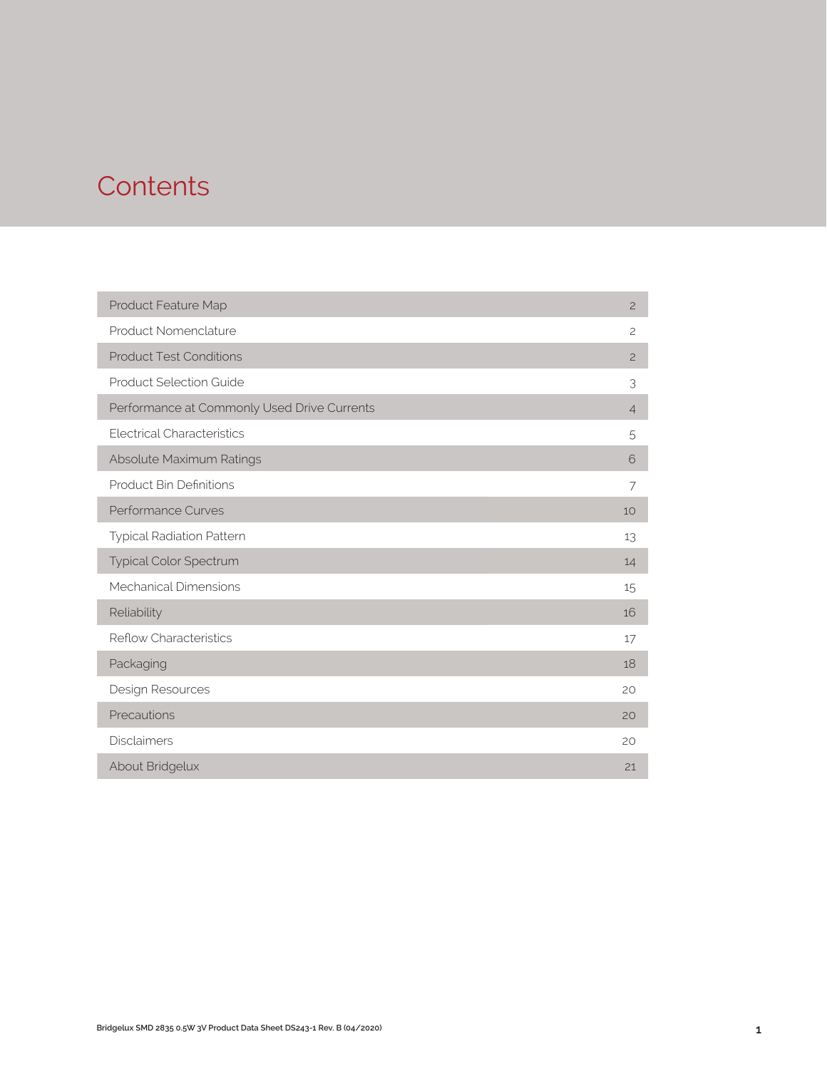# Contents

| | |
|---|---|
| Product Feature Map | 2 |
| Product Nomenclature | 2 |
| Product Test Conditions | 2 |
| Product Selection Guide | 3 |
| Performance at Commonly Used Drive Currents | 4 |
| Electrical Characteristics | 5 |
| Absolute Maximum Ratings | 6 |
| Product Bin Definitions | 7 |
| Performance Curves | 10 |
| Typical Radiation Pattern | 13 |
| Typical Color Spectrum | 14 |
| Mechanical Dimensions | 15 |
| Reliability | 16 |
| Reflow Characteristics | 17 |
| Packaging | 18 |
| Design Resources | 20 |
| Precautions | 20 |
| Disclaimers | 20 |
| About Bridgelux | 21 |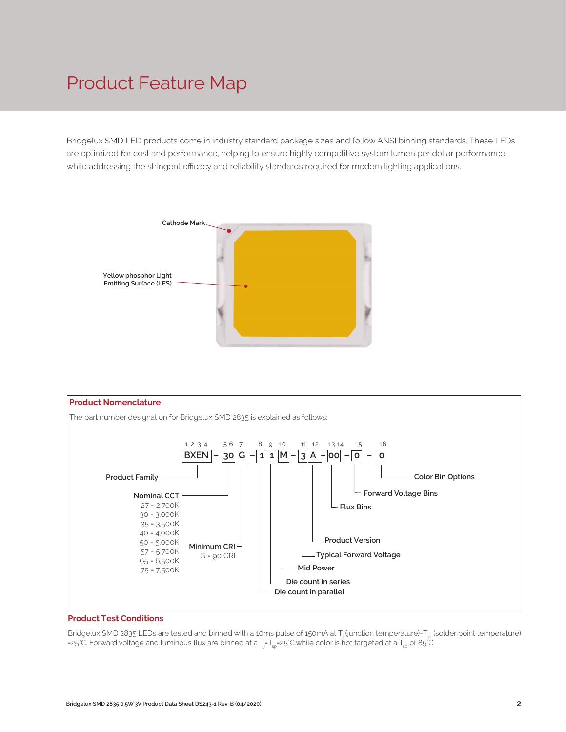# Product Feature Map

Bridgelux SMD LED products come in industry standard package sizes and follow ANSI binning standards. These LEDs are optimized for cost and performance, helping to ensure highly competitive system lumen per dollar performance while addressing the stringent efficacy and reliability standards required for modern lighting applications.

Cathode Mark

Yellow phosphor Light Emitting Surface (LES)

## Product Nomenclature

The part number designation for Bridgelux SMD 2835 is explained as follows:

| Position | Code | Description |
|---|---|---|
| 1 2 3 4 | BXEN | Product Family |
| 5 6 | 30 | Nominal CCT |
| 7 | G | Minimum CRI |
| 8 | 1 | Die count in parallel |
| 9 | 1 | Die count in series |
| 10 | M | Mid Power |
| 11 | 3 | Typical Forward Voltage |
| 12 | A | Product Version |
| 13 14 | 00 | Flux Bins |
| 15 | 0 | Forward Voltage Bins |
| 16 | 0 | Color Bin Options |

BXEN – 30G – 11M – 3A – 00 – 0 – 0

Nominal CCT
- 27 = 2,700K
- 30 = 3,000K
- 35 = 3,500K
- 40 = 4,000K
- 50 = 5,000K
- 57 = 5,700K
- 65 = 6,500K
- 75 = 7,500K

Minimum CRI
- G = 90 CRI

## Product Test Conditions

Bridgelux SMD 2835 LEDs are tested and binned with a 10ms pulse of 150mA at $T_j$ (junction temperature)=$T_{sp}$ (solder point temperature) =25°C. Forward voltage and luminous flux are binned at a $T_j$=$T_{sp}$=25°C.while color is hot targeted at a $T_{sp}$ of 85°C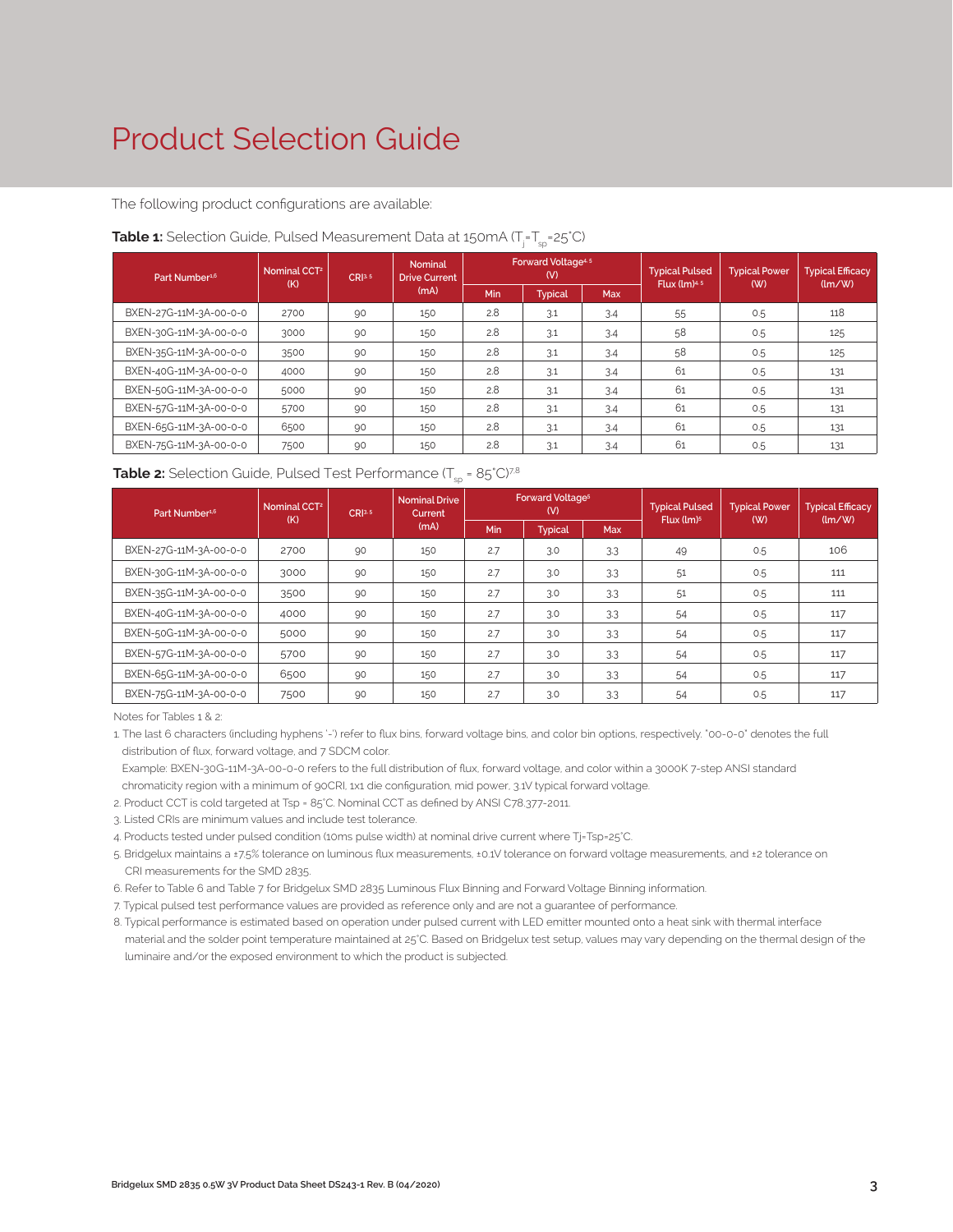# Product Selection Guide

The following product configurations are available:

**Table 1:** Selection Guide, Pulsed Measurement Data at 150mA ($T_j$=$T_{sp}$=25°C)

| Part Number[1,6] | Nominal CCT[2] (K) | CRI[3,5] | Nominal Drive Current (mA) | Forward Voltage[4,5] (V) | | | Typical Pulsed Flux (lm)[4,5] | Typical Power (W) | Typical Efficacy (lm/W) |
|---|---|---|---|---|---|---|---|---|---|
| | | | | Min | Typical | Max | | | |
| BXEN-27G-11M-3A-00-0-0 | 2700 | 90 | 150 | 2.8 | 3.1 | 3.4 | 55 | 0.5 | 118 |
| BXEN-30G-11M-3A-00-0-0 | 3000 | 90 | 150 | 2.8 | 3.1 | 3.4 | 58 | 0.5 | 125 |
| BXEN-35G-11M-3A-00-0-0 | 3500 | 90 | 150 | 2.8 | 3.1 | 3.4 | 58 | 0.5 | 125 |
| BXEN-40G-11M-3A-00-0-0 | 4000 | 90 | 150 | 2.8 | 3.1 | 3.4 | 61 | 0.5 | 131 |
| BXEN-50G-11M-3A-00-0-0 | 5000 | 90 | 150 | 2.8 | 3.1 | 3.4 | 61 | 0.5 | 131 |
| BXEN-57G-11M-3A-00-0-0 | 5700 | 90 | 150 | 2.8 | 3.1 | 3.4 | 61 | 0.5 | 131 |
| BXEN-65G-11M-3A-00-0-0 | 6500 | 90 | 150 | 2.8 | 3.1 | 3.4 | 61 | 0.5 | 131 |
| BXEN-75G-11M-3A-00-0-0 | 7500 | 90 | 150 | 2.8 | 3.1 | 3.4 | 61 | 0.5 | 131 |

**Table 2:** Selection Guide, Pulsed Test Performance ($T_{sp}$ = 85°C)[7,8]

| Part Number[1,6] | Nominal CCT[2] (K) | CRI[3,5] | Nominal Drive Current (mA) | Forward Voltage[5] (V) | | | Typical Pulsed Flux (lm)[5] | Typical Power (W) | Typical Efficacy (lm/W) |
|---|---|---|---|---|---|---|---|---|---|
| | | | | Min | Typical | Max | | | |
| BXEN-27G-11M-3A-00-0-0 | 2700 | 90 | 150 | 2.7 | 3.0 | 3.3 | 49 | 0.5 | 106 |
| BXEN-30G-11M-3A-00-0-0 | 3000 | 90 | 150 | 2.7 | 3.0 | 3.3 | 51 | 0.5 | 111 |
| BXEN-35G-11M-3A-00-0-0 | 3500 | 90 | 150 | 2.7 | 3.0 | 3.3 | 51 | 0.5 | 111 |
| BXEN-40G-11M-3A-00-0-0 | 4000 | 90 | 150 | 2.7 | 3.0 | 3.3 | 54 | 0.5 | 117 |
| BXEN-50G-11M-3A-00-0-0 | 5000 | 90 | 150 | 2.7 | 3.0 | 3.3 | 54 | 0.5 | 117 |
| BXEN-57G-11M-3A-00-0-0 | 5700 | 90 | 150 | 2.7 | 3.0 | 3.3 | 54 | 0.5 | 117 |
| BXEN-65G-11M-3A-00-0-0 | 6500 | 90 | 150 | 2.7 | 3.0 | 3.3 | 54 | 0.5 | 117 |
| BXEN-75G-11M-3A-00-0-0 | 7500 | 90 | 150 | 2.7 | 3.0 | 3.3 | 54 | 0.5 | 117 |

Notes for Tables 1 & 2:

1. The last 6 characters (including hyphens '-') refer to flux bins, forward voltage bins, and color bin options, respectively. "00-0-0" denotes the full distribution of flux, forward voltage, and 7 SDCM color.
   Example: BXEN-30G-11M-3A-00-0-0 refers to the full distribution of flux, forward voltage, and color within a 3000K 7-step ANSI standard chromaticity region with a minimum of 90CRI, 1x1 die configuration, mid power, 3.1V typical forward voltage.
2. Product CCT is cold targeted at Tsp = 85°C. Nominal CCT as defined by ANSI C78.377-2011.
3. Listed CRIs are minimum values and include test tolerance.
4. Products tested under pulsed condition (10ms pulse width) at nominal drive current where Tj=Tsp=25°C.
5. Bridgelux maintains a ±7.5% tolerance on luminous flux measurements, ±0.1V tolerance on forward voltage measurements, and ±2 tolerance on CRI measurements for the SMD 2835.
6. Refer to Table 6 and Table 7 for Bridgelux SMD 2835 Luminous Flux Binning and Forward Voltage Binning information.
7. Typical pulsed test performance values are provided as reference only and are not a guarantee of performance.
8. Typical performance is estimated based on operation under pulsed current with LED emitter mounted onto a heat sink with thermal interface material and the solder point temperature maintained at 25°C. Based on Bridgelux test setup, values may vary depending on the thermal design of the luminaire and/or the exposed environment to which the product is subjected.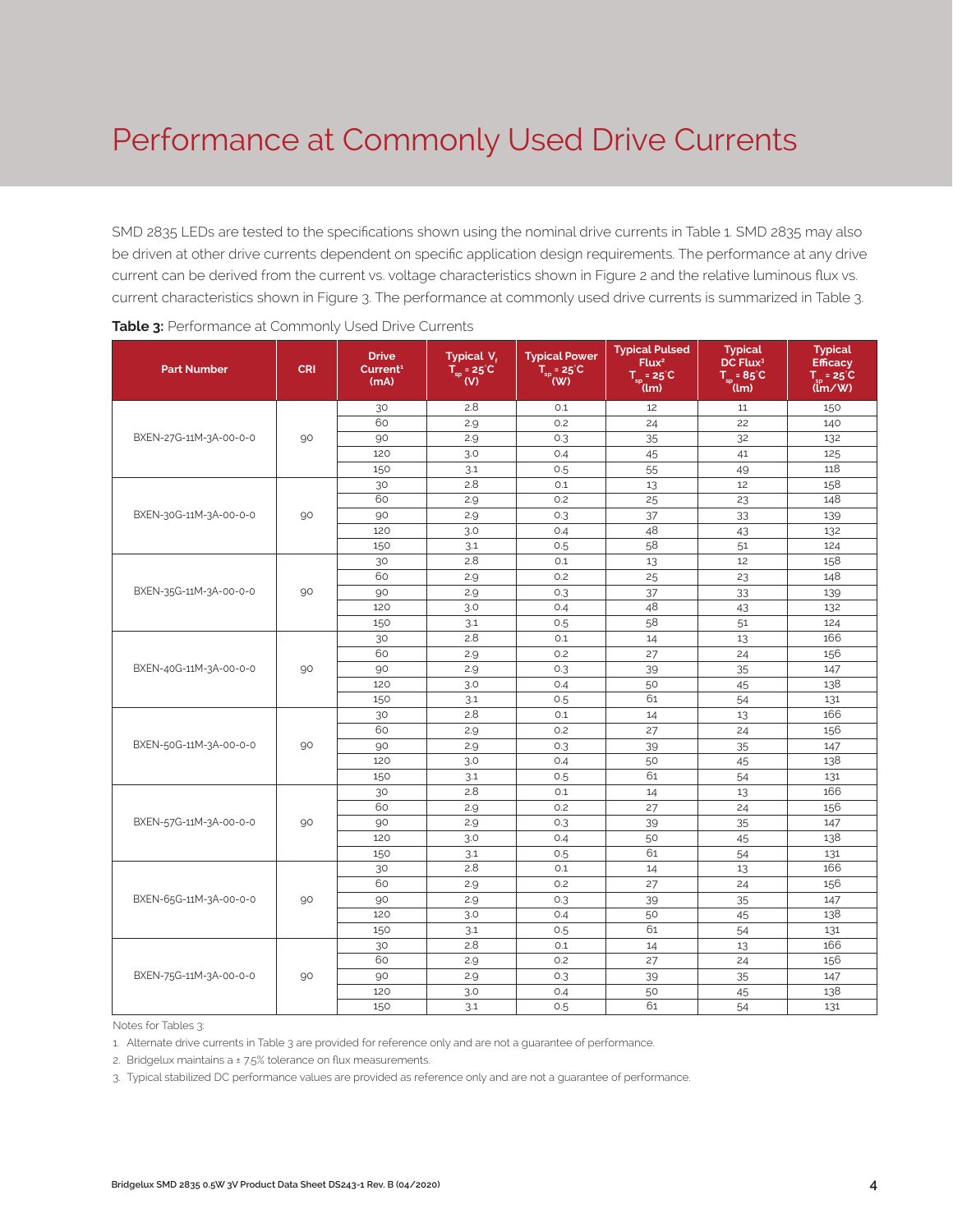# Performance at Commonly Used Drive Currents

SMD 2835 LEDs are tested to the specifications shown using the nominal drive currents in Table 1. SMD 2835 may also be driven at other drive currents dependent on specific application design requirements. The performance at any drive current can be derived from the current vs. voltage characteristics shown in Figure 2 and the relative luminous flux vs. current characteristics shown in Figure 3. The performance at commonly used drive currents is summarized in Table 3.

**Table 3:** Performance at Commonly Used Drive Currents

| Part Number | CRI | Drive Current[1] (mA) | Typical $V_f$ $T_{sp}$ = 25°C (V) | Typical Power $T_{sp}$ = 25°C (W) | Typical Pulsed Flux[2] $T_{sp}$ = 25°C (lm) | Typical DC Flux[3] $T_{sp}$ = 85°C (lm) | Typical Efficacy $T_{sp}$ = 25°C (lm/W) |
|---|---|---|---|---|---|---|---|
| BXEN-27G-11M-3A-00-0-0 | 90 | 30 | 2.8 | 0.1 | 12 | 11 | 150 |
| | | 60 | 2.9 | 0.2 | 24 | 22 | 140 |
| | | 90 | 2.9 | 0.3 | 35 | 32 | 132 |
| | | 120 | 3.0 | 0.4 | 45 | 41 | 125 |
| | | 150 | 3.1 | 0.5 | 55 | 49 | 118 |
| BXEN-30G-11M-3A-00-0-0 | 90 | 30 | 2.8 | 0.1 | 13 | 12 | 158 |
| | | 60 | 2.9 | 0.2 | 25 | 23 | 148 |
| | | 90 | 2.9 | 0.3 | 37 | 33 | 139 |
| | | 120 | 3.0 | 0.4 | 48 | 43 | 132 |
| | | 150 | 3.1 | 0.5 | 58 | 51 | 124 |
| BXEN-35G-11M-3A-00-0-0 | 90 | 30 | 2.8 | 0.1 | 13 | 12 | 158 |
| | | 60 | 2.9 | 0.2 | 25 | 23 | 148 |
| | | 90 | 2.9 | 0.3 | 37 | 33 | 139 |
| | | 120 | 3.0 | 0.4 | 48 | 43 | 132 |
| | | 150 | 3.1 | 0.5 | 58 | 51 | 124 |
| BXEN-40G-11M-3A-00-0-0 | 90 | 30 | 2.8 | 0.1 | 14 | 13 | 166 |
| | | 60 | 2.9 | 0.2 | 27 | 24 | 156 |
| | | 90 | 2.9 | 0.3 | 39 | 35 | 147 |
| | | 120 | 3.0 | 0.4 | 50 | 45 | 138 |
| | | 150 | 3.1 | 0.5 | 61 | 54 | 131 |
| BXEN-50G-11M-3A-00-0-0 | 90 | 30 | 2.8 | 0.1 | 14 | 13 | 166 |
| | | 60 | 2.9 | 0.2 | 27 | 24 | 156 |
| | | 90 | 2.9 | 0.3 | 39 | 35 | 147 |
| | | 120 | 3.0 | 0.4 | 50 | 45 | 138 |
| | | 150 | 3.1 | 0.5 | 61 | 54 | 131 |
| BXEN-57G-11M-3A-00-0-0 | 90 | 30 | 2.8 | 0.1 | 14 | 13 | 166 |
| | | 60 | 2.9 | 0.2 | 27 | 24 | 156 |
| | | 90 | 2.9 | 0.3 | 39 | 35 | 147 |
| | | 120 | 3.0 | 0.4 | 50 | 45 | 138 |
| | | 150 | 3.1 | 0.5 | 61 | 54 | 131 |
| BXEN-65G-11M-3A-00-0-0 | 90 | 30 | 2.8 | 0.1 | 14 | 13 | 166 |
| | | 60 | 2.9 | 0.2 | 27 | 24 | 156 |
| | | 90 | 2.9 | 0.3 | 39 | 35 | 147 |
| | | 120 | 3.0 | 0.4 | 50 | 45 | 138 |
| | | 150 | 3.1 | 0.5 | 61 | 54 | 131 |
| BXEN-75G-11M-3A-00-0-0 | 90 | 30 | 2.8 | 0.1 | 14 | 13 | 166 |
| | | 60 | 2.9 | 0.2 | 27 | 24 | 156 |
| | | 90 | 2.9 | 0.3 | 39 | 35 | 147 |
| | | 120 | 3.0 | 0.4 | 50 | 45 | 138 |
| | | 150 | 3.1 | 0.5 | 61 | 54 | 131 |

Notes for Tables 3:

1. Alternate drive currents in Table 3 are provided for reference only and are not a guarantee of performance.
2. Bridgelux maintains a ± 7.5% tolerance on flux measurements.
3. Typical stabilized DC performance values are provided as reference only and are not a guarantee of performance.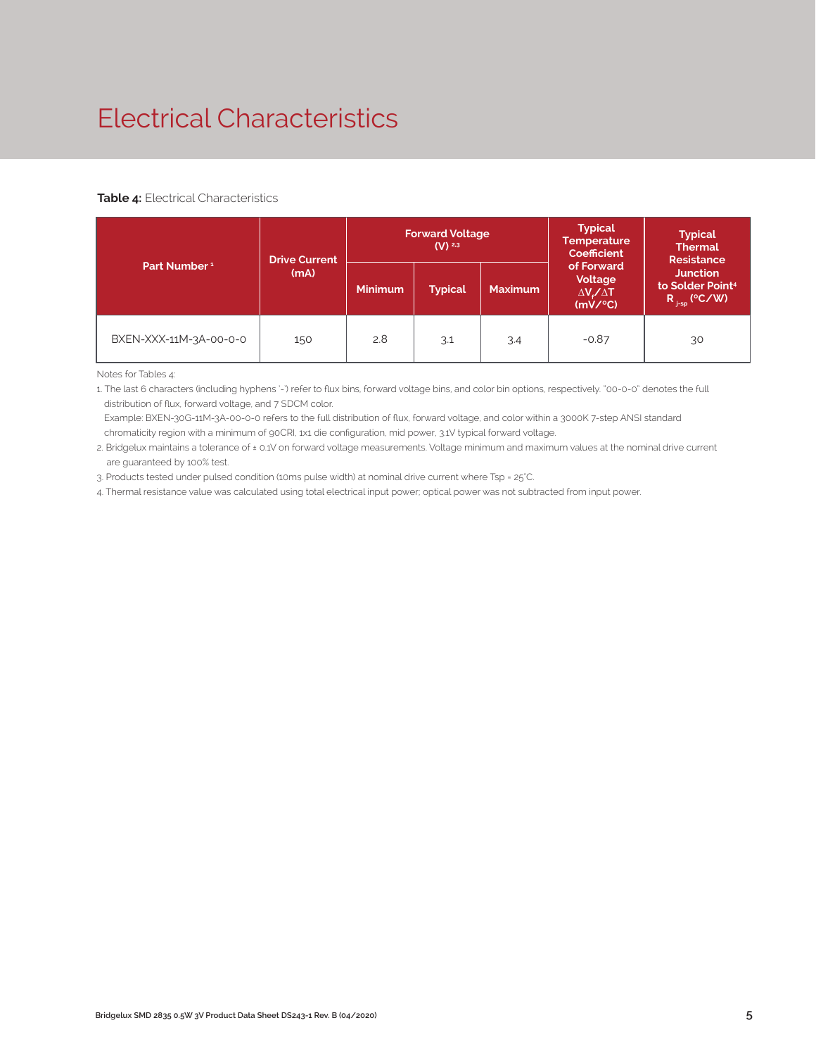# Electrical Characteristics

**Table 4:** Electrical Characteristics

| Part Number [1] | Drive Current (mA) | Forward Voltage (V) [2,3] | | | Typical Temperature Coefficient of Forward Voltage $\Delta V_f/\Delta T$ (mV/°C) | Typical Thermal Resistance Junction to Solder Point[4] $R_{j-sp}$ (°C/W) |
|---|---|---|---|---|---|---|
| | | Minimum | Typical | Maximum | | |
| BXEN-XXX-11M-3A-00-0-0 | 150 | 2.8 | 3.1 | 3.4 | -0.87 | 30 |

Notes for Tables 4:

1. The last 6 characters (including hyphens '-') refer to flux bins, forward voltage bins, and color bin options, respectively. "00-0-0" denotes the full distribution of flux, forward voltage, and 7 SDCM color.
   Example: BXEN-30G-11M-3A-00-0-0 refers to the full distribution of flux, forward voltage, and color within a 3000K 7-step ANSI standard chromaticity region with a minimum of 90CRI, 1x1 die configuration, mid power, 3.1V typical forward voltage.
2. Bridgelux maintains a tolerance of ± 0.1V on forward voltage measurements. Voltage minimum and maximum values at the nominal drive current are guaranteed by 100% test.
3. Products tested under pulsed condition (10ms pulse width) at nominal drive current where Tsp = 25°C.
4. Thermal resistance value was calculated using total electrical input power; optical power was not subtracted from input power.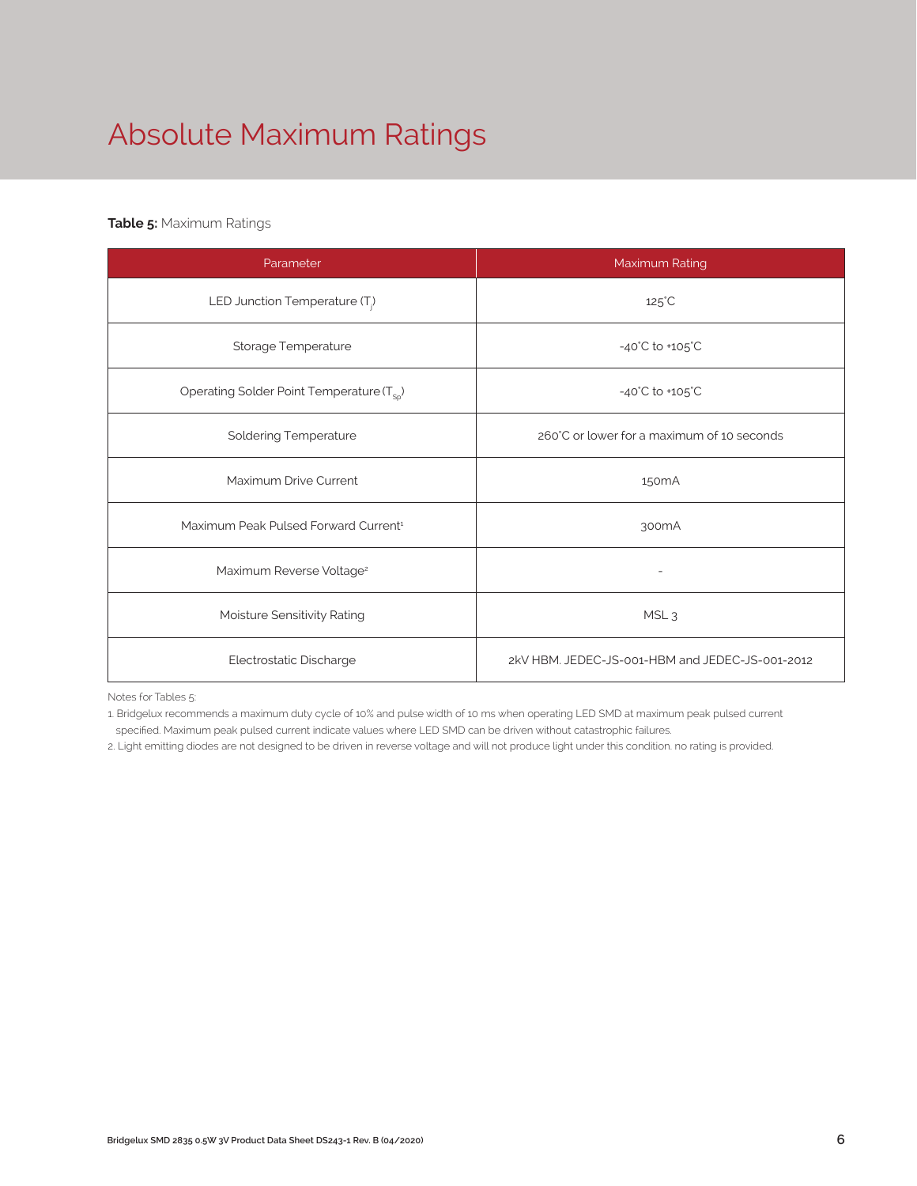# Absolute Maximum Ratings

**Table 5:** Maximum Ratings

| Parameter | Maximum Rating |
|---|---|
| LED Junction Temperature ($T_j$) | 125°C |
| Storage Temperature | -40°C to +105°C |
| Operating Solder Point Temperature ($T_{Sp}$) | -40°C to +105°C |
| Soldering Temperature | 260°C or lower for a maximum of 10 seconds |
| Maximum Drive Current | 150mA |
| Maximum Peak Pulsed Forward Current[1] | 300mA |
| Maximum Reverse Voltage[2] | - |
| Moisture Sensitivity Rating | MSL 3 |
| Electrostatic Discharge | 2kV HBM. JEDEC-JS-001-HBM and JEDEC-JS-001-2012 |

Notes for Tables 5:

1. Bridgelux recommends a maximum duty cycle of 10% and pulse width of 10 ms when operating LED SMD at maximum peak pulsed current specified. Maximum peak pulsed current indicate values where LED SMD can be driven without catastrophic failures.
2. Light emitting diodes are not designed to be driven in reverse voltage and will not produce light under this condition. no rating is provided.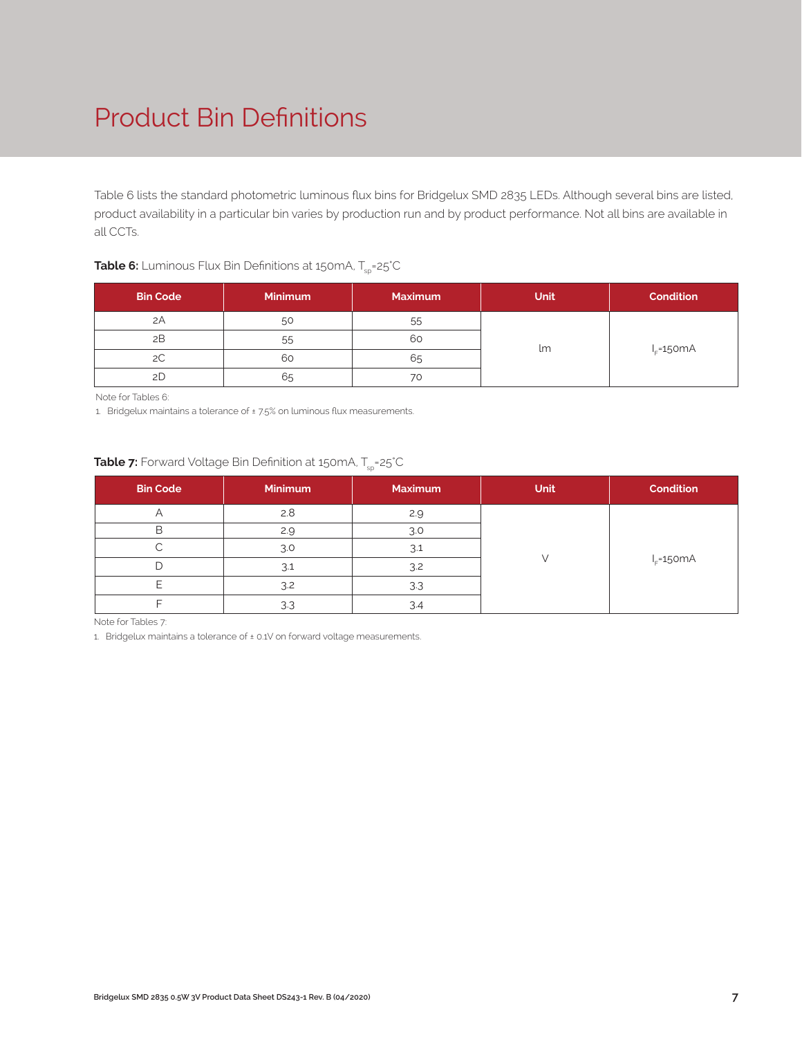# Product Bin Definitions

Table 6 lists the standard photometric luminous flux bins for Bridgelux SMD 2835 LEDs. Although several bins are listed, product availability in a particular bin varies by production run and by product performance. Not all bins are available in all CCTs.

**Table 6:** Luminous Flux Bin Definitions at 150mA, $T_{sp}$=25°C

| Bin Code | Minimum | Maximum | Unit | Condition |
|---|---|---|---|---|
| 2A | 50 | 55 | lm | $I_F$=150mA |
| 2B | 55 | 60 | | |
| 2C | 60 | 65 | | |
| 2D | 65 | 70 | | |

Note for Tables 6:

1. Bridgelux maintains a tolerance of ± 7.5% on luminous flux measurements.

**Table 7:** Forward Voltage Bin Definition at 150mA, $T_{sp}$=25°C

| Bin Code | Minimum | Maximum | Unit | Condition |
|---|---|---|---|---|
| A | 2.8 | 2.9 | V | $I_F$=150mA |
| B | 2.9 | 3.0 | | |
| C | 3.0 | 3.1 | | |
| D | 3.1 | 3.2 | | |
| E | 3.2 | 3.3 | | |
| F | 3.3 | 3.4 | | |

Note for Tables 7:

1. Bridgelux maintains a tolerance of ± 0.1V on forward voltage measurements.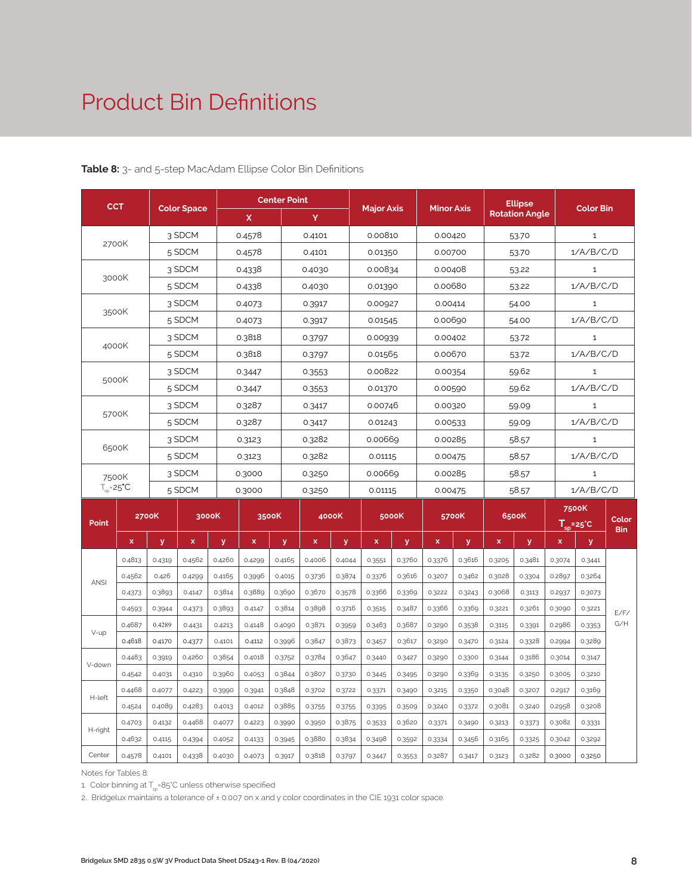# Product Bin Definitions

**Table 8:** 3- and 5-step MacAdam Ellipse Color Bin Definitions

| CCT | Color Space | Center Point | | Major Axis | Minor Axis | Ellipse Rotation Angle | Color Bin |
|---|---|---|---|---|---|---|---|
| | | X | Y | | | | |
| 2700K | 3 SDCM | 0.4578 | 0.4101 | 0.00810 | 0.00420 | 53.70 | 1 |
| | 5 SDCM | 0.4578 | 0.4101 | 0.01350 | 0.00700 | 53.70 | 1/A/B/C/D |
| 3000K | 3 SDCM | 0.4338 | 0.4030 | 0.00834 | 0.00408 | 53.22 | 1 |
| | 5 SDCM | 0.4338 | 0.4030 | 0.01390 | 0.00680 | 53.22 | 1/A/B/C/D |
| 3500K | 3 SDCM | 0.4073 | 0.3917 | 0.00927 | 0.00414 | 54.00 | 1 |
| | 5 SDCM | 0.4073 | 0.3917 | 0.01545 | 0.00690 | 54.00 | 1/A/B/C/D |
| 4000K | 3 SDCM | 0.3818 | 0.3797 | 0.00939 | 0.00402 | 53.72 | 1 |
| | 5 SDCM | 0.3818 | 0.3797 | 0.01565 | 0.00670 | 53.72 | 1/A/B/C/D |
| 5000K | 3 SDCM | 0.3447 | 0.3553 | 0.00822 | 0.00354 | 59.62 | 1 |
| | 5 SDCM | 0.3447 | 0.3553 | 0.01370 | 0.00590 | 59.62 | 1/A/B/C/D |
| 5700K | 3 SDCM | 0.3287 | 0.3417 | 0.00746 | 0.00320 | 59.09 | 1 |
| | 5 SDCM | 0.3287 | 0.3417 | 0.01243 | 0.00533 | 59.09 | 1/A/B/C/D |
| 6500K | 3 SDCM | 0.3123 | 0.3282 | 0.00669 | 0.00285 | 58.57 | 1 |
| | 5 SDCM | 0.3123 | 0.3282 | 0.01115 | 0.00475 | 58.57 | 1/A/B/C/D |
| 7500K $T_{sp}$=25°C | 3 SDCM | 0.3000 | 0.3250 | 0.00669 | 0.00285 | 58.57 | 1 |
| | 5 SDCM | 0.3000 | 0.3250 | 0.01115 | 0.00475 | 58.57 | 1/A/B/C/D |

| Point | 2700K | | 3000K | | 3500K | | 4000K | | 5000K | | 5700K | | 6500K | | 7500K $T_{sp}$=25°C | | Color Bin |
|---|---|---|---|---|---|---|---|---|---|---|---|---|---|---|---|---|---|
| | x | y | x | y | x | y | x | y | x | y | x | y | x | y | x | y | |
| ANSI | 0.4813 | 0.4319 | 0.4562 | 0.4260 | 0.4299 | 0.4165 | 0.4006 | 0.4044 | 0.3551 | 0.3760 | 0.3376 | 0.3616 | 0.3205 | 0.3481 | 0.3074 | 0.3441 | E/F/G/H |
| | 0.4562 | 0.426 | 0.4299 | 0.4165 | 0.3996 | 0.4015 | 0.3736 | 0.3874 | 0.3376 | 0.3616 | 0.3207 | 0.3462 | 0.3028 | 0.3304 | 0.2897 | 0.3264 | |
| | 0.4373 | 0.3893 | 0.4147 | 0.3814 | 0.3889 | 0.3690 | 0.3670 | 0.3578 | 0.3366 | 0.3369 | 0.3222 | 0.3243 | 0.3068 | 0.3113 | 0.2937 | 0.3073 | |
| | 0.4593 | 0.3944 | 0.4373 | 0.3893 | 0.4147 | 0.3814 | 0.3898 | 0.3716 | 0.3515 | 0.3487 | 0.3366 | 0.3369 | 0.3221 | 0.3261 | 0.3090 | 0.3221 | |
| V-up | 0.4687 | 0.4289 | 0.4431 | 0.4213 | 0.4148 | 0.4090 | 0.3871 | 0.3959 | 0.3463 | 0.3687 | 0.3290 | 0.3538 | 0.3115 | 0.3391 | 0.2986 | 0.3353 | |
| | 0.4618 | 0.4170 | 0.4377 | 0.4101 | 0.4112 | 0.3996 | 0.3847 | 0.3873 | 0.3457 | 0.3617 | 0.3290 | 0.3470 | 0.3124 | 0.3328 | 0.2994 | 0.3289 | |
| V-down | 0.4483 | 0.3919 | 0.4260 | 0.3854 | 0.4018 | 0.3752 | 0.3784 | 0.3647 | 0.3440 | 0.3427 | 0.3290 | 0.3300 | 0.3144 | 0.3186 | 0.3014 | 0.3147 | |
| | 0.4542 | 0.4031 | 0.4310 | 0.3960 | 0.4053 | 0.3844 | 0.3807 | 0.3730 | 0.3445 | 0.3495 | 0.3290 | 0.3369 | 0.3135 | 0.3250 | 0.3005 | 0.3210 | |
| H-left | 0.4468 | 0.4077 | 0.4223 | 0.3990 | 0.3941 | 0.3848 | 0.3702 | 0.3722 | 0.3371 | 0.3490 | 0.3215 | 0.3350 | 0.3048 | 0.3207 | 0.2917 | 0.3169 | |
| | 0.4524 | 0.4089 | 0.4283 | 0.4013 | 0.4012 | 0.3885 | 0.3755 | 0.3755 | 0.3395 | 0.3509 | 0.3240 | 0.3372 | 0.3081 | 0.3240 | 0.2958 | 0.3208 | |
| H-right | 0.4703 | 0.4132 | 0.4468 | 0.4077 | 0.4223 | 0.3990 | 0.3950 | 0.3875 | 0.3533 | 0.3620 | 0.3371 | 0.3490 | 0.3213 | 0.3373 | 0.3082 | 0.3331 | |
| | 0.4632 | 0.4115 | 0.4394 | 0.4052 | 0.4133 | 0.3945 | 0.3880 | 0.3834 | 0.3498 | 0.3592 | 0.3334 | 0.3456 | 0.3165 | 0.3325 | 0.3042 | 0.3292 | |
| Center | 0.4578 | 0.4101 | 0.4338 | 0.4030 | 0.4073 | 0.3917 | 0.3818 | 0.3797 | 0.3447 | 0.3553 | 0.3287 | 0.3417 | 0.3123 | 0.3282 | 0.3000 | 0.3250 | |

Notes for Tables 8:

1. Color binning at $T_{sp}$=85°C unless otherwise specified
2. Bridgelux maintains a tolerance of ± 0.007 on x and y color coordinates in the CIE 1931 color space.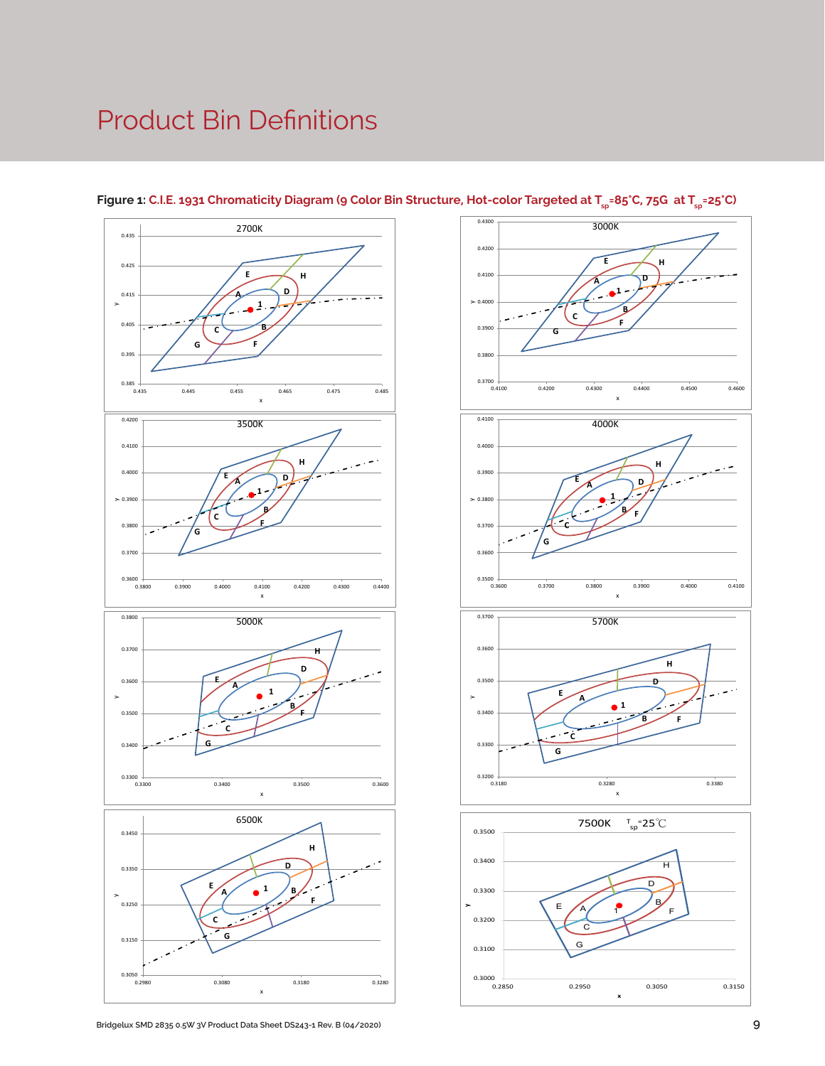# Product Bin Definitions

**Figure 1:** **C.I.E. 1931 Chromaticity Diagram (9 Color Bin Structure, Hot-color Targeted at $T_{sp}$=85˚C, 75G at $T_{sp}$=25˚C)**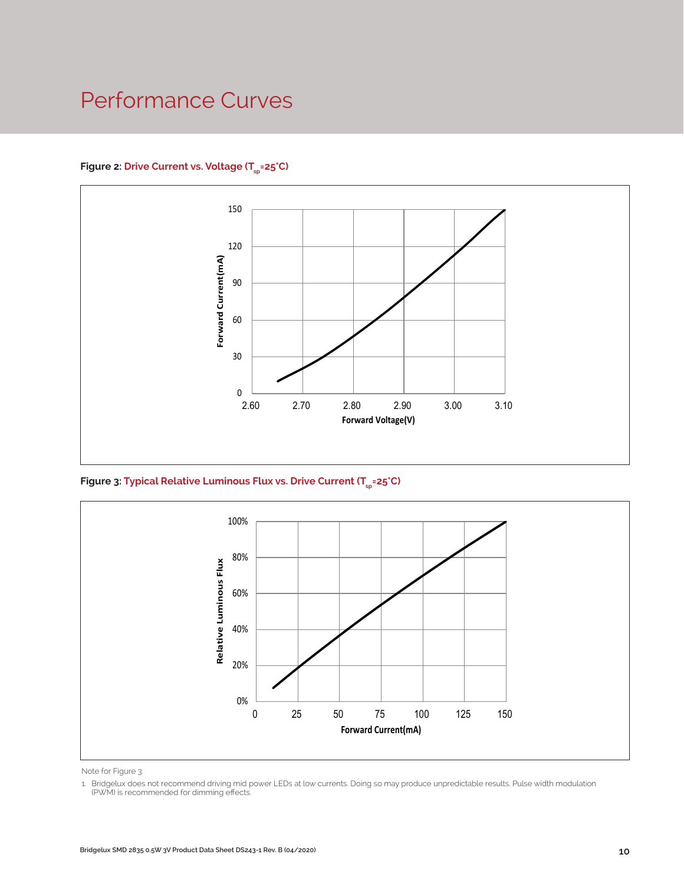# Performance Curves

**Figure 2: Drive Current vs. Voltage ($T_{sp}$=25°C)**

**Figure 3: Typical Relative Luminous Flux vs. Drive Current ($T_{sp}$=25°C)**

Note for Figure 3:

1. Bridgelux does not recommend driving mid power LEDs at low currents. Doing so may produce unpredictable results. Pulse width modulation (PWM) is recommended for dimming effects.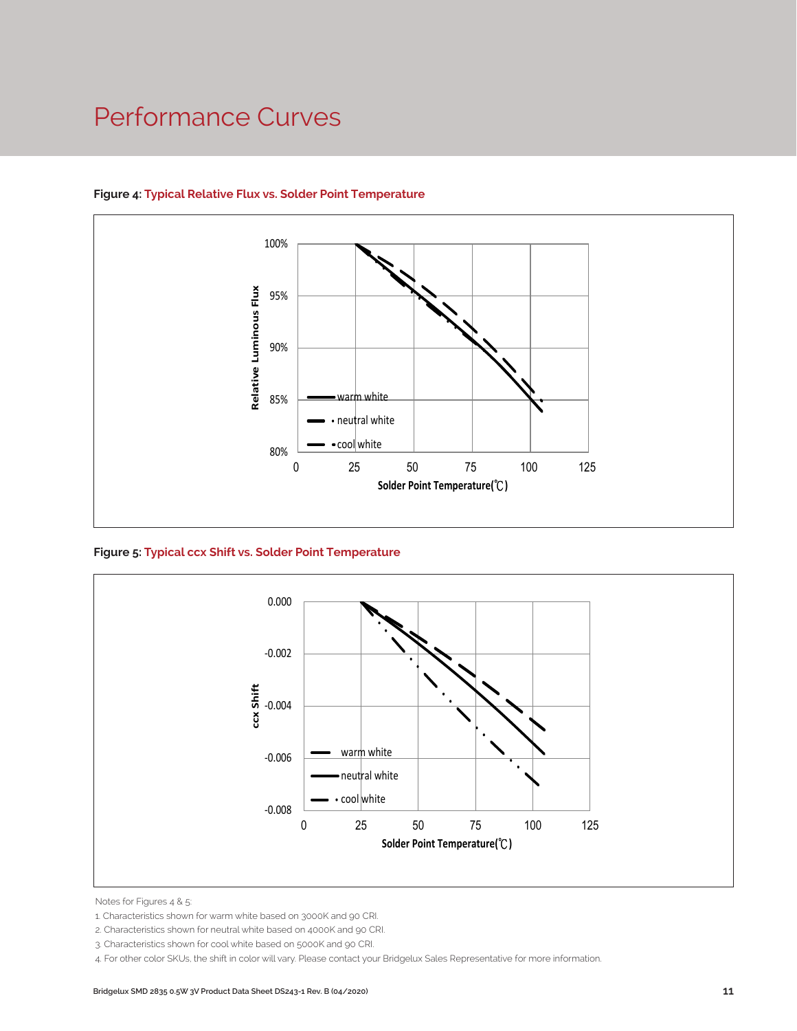# Performance Curves

**Figure 4: Typical Relative Flux vs. Solder Point Temperature**

**Figure 5: Typical ccx Shift vs. Solder Point Temperature**

Notes for Figures 4 & 5:

1. Characteristics shown for warm white based on 3000K and 90 CRI.
2. Characteristics shown for neutral white based on 4000K and 90 CRI.
3. Characteristics shown for cool white based on 5000K and 90 CRI.
4. For other color SKUs, the shift in color will vary. Please contact your Bridgelux Sales Representative for more information.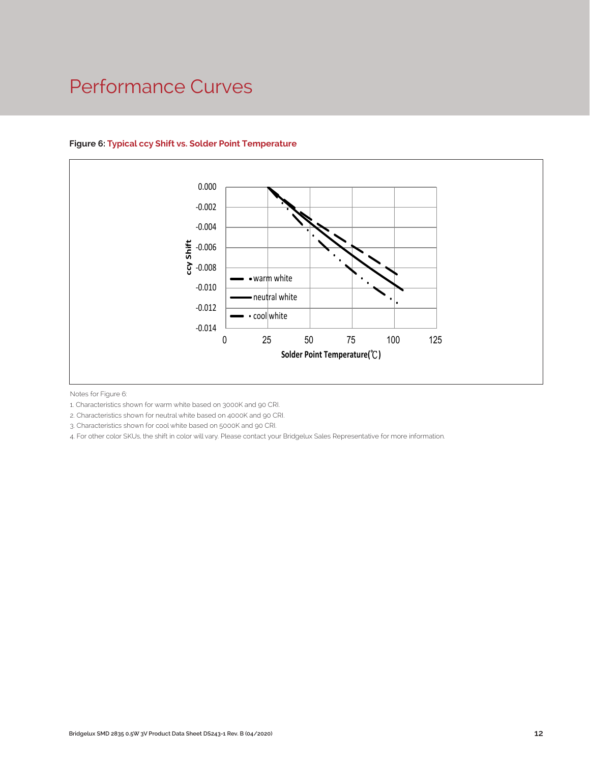# Performance Curves

**Figure 6: Typical ccy Shift vs. Solder Point Temperature**

Notes for Figure 6:

1. Characteristics shown for warm white based on 3000K and 90 CRI.
2. Characteristics shown for neutral white based on 4000K and 90 CRI.
3. Characteristics shown for cool white based on 5000K and 90 CRI.
4. For other color SKUs, the shift in color will vary. Please contact your Bridgelux Sales Representative for more information.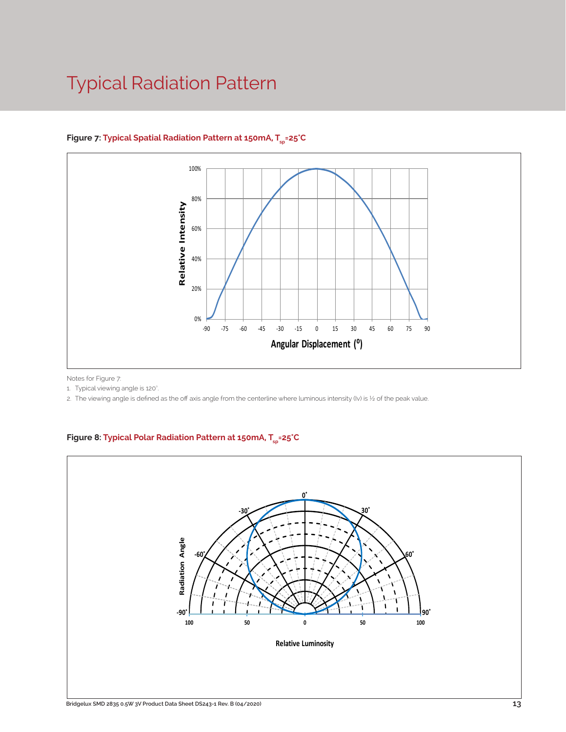# Typical Radiation Pattern

**Figure 7:** **Typical Spatial Radiation Pattern at 150mA, $T_{sp}$=25°C**

Notes for Figure 7:

1. Typical viewing angle is 120°.
2. The viewing angle is defined as the off axis angle from the centerline where luminous intensity (Iv) is ½ of the peak value.

**Figure 8:** **Typical Polar Radiation Pattern at 150mA, $T_{sp}$=25°C**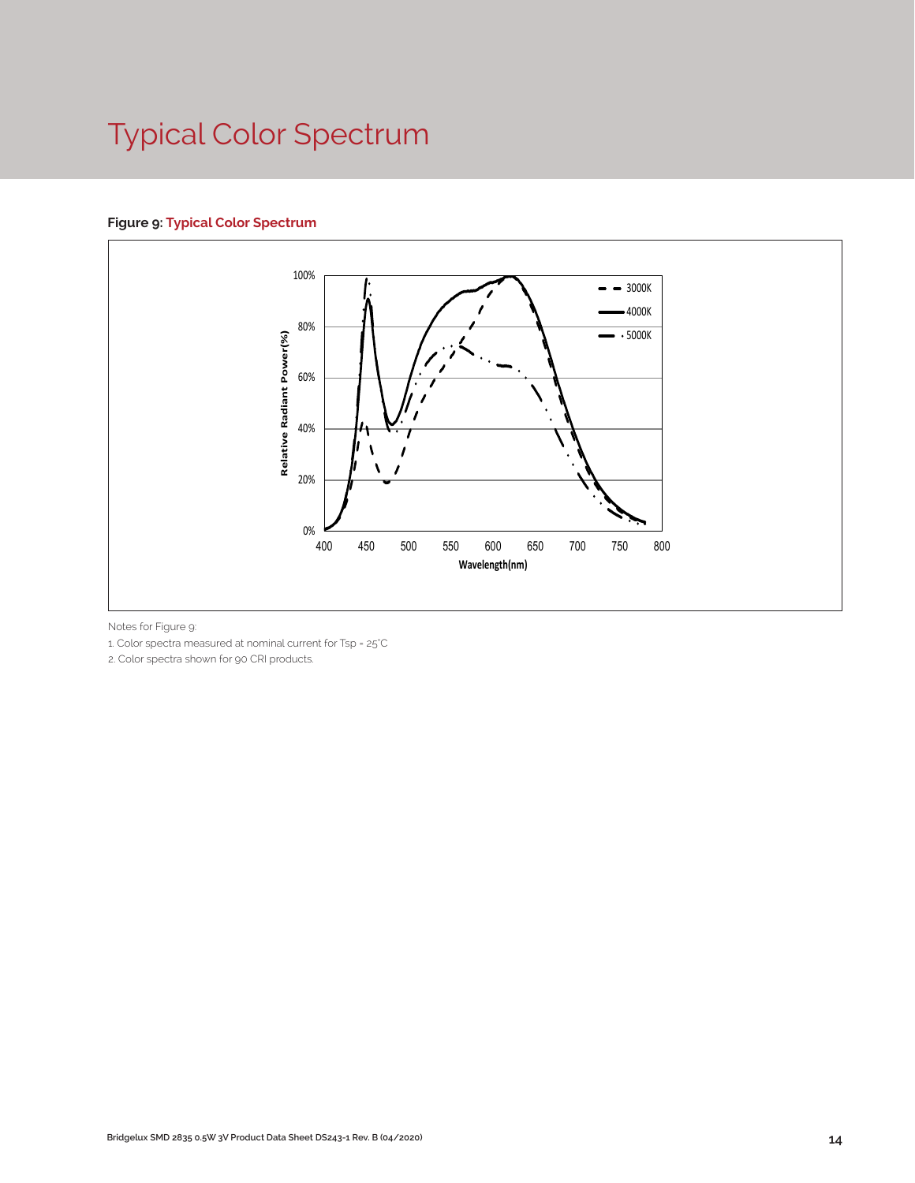# Typical Color Spectrum

**Figure 9: Typical Color Spectrum**

Notes for Figure 9:

1. Color spectra measured at nominal current for Tsp = 25°C
2. Color spectra shown for 90 CRI products.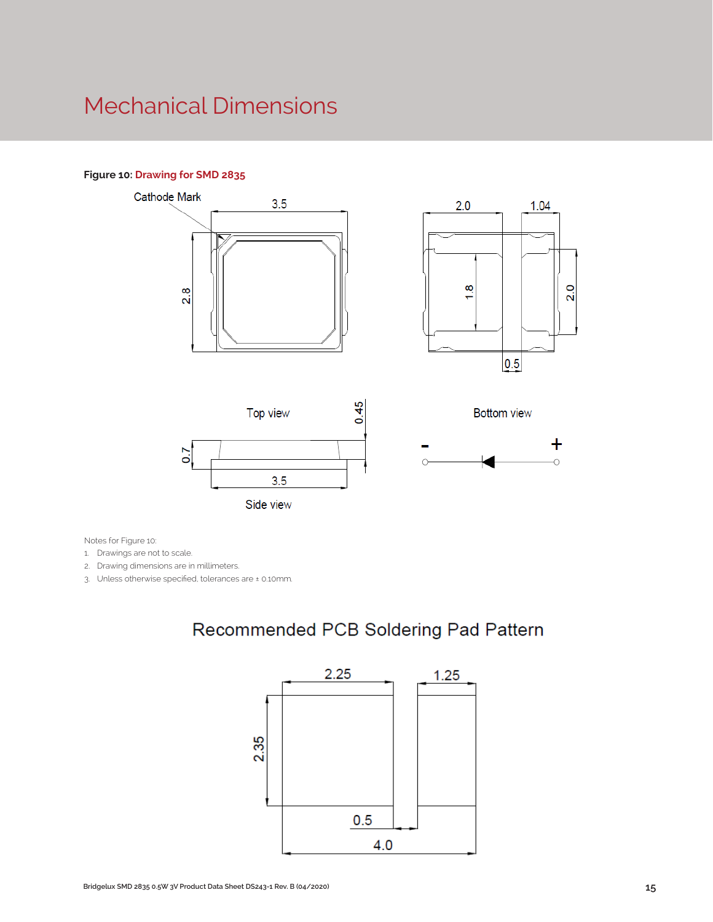# Mechanical Dimensions

**Figure 10:** Drawing for SMD 2835

Cathode Mark

3.5

2.8

2.0

1.04

1.8

2.0

0.5

Top view

0.45

Bottom view

0.7

3.5

Side view

\-

\+

Notes for Figure 10:

1. Drawings are not to scale.
2. Drawing dimensions are in millimeters.
3. Unless otherwise specified, tolerances are ± 0.10mm.

## Recommended PCB Soldering Pad Pattern

2.25

1.25

2.35

0.5

4.0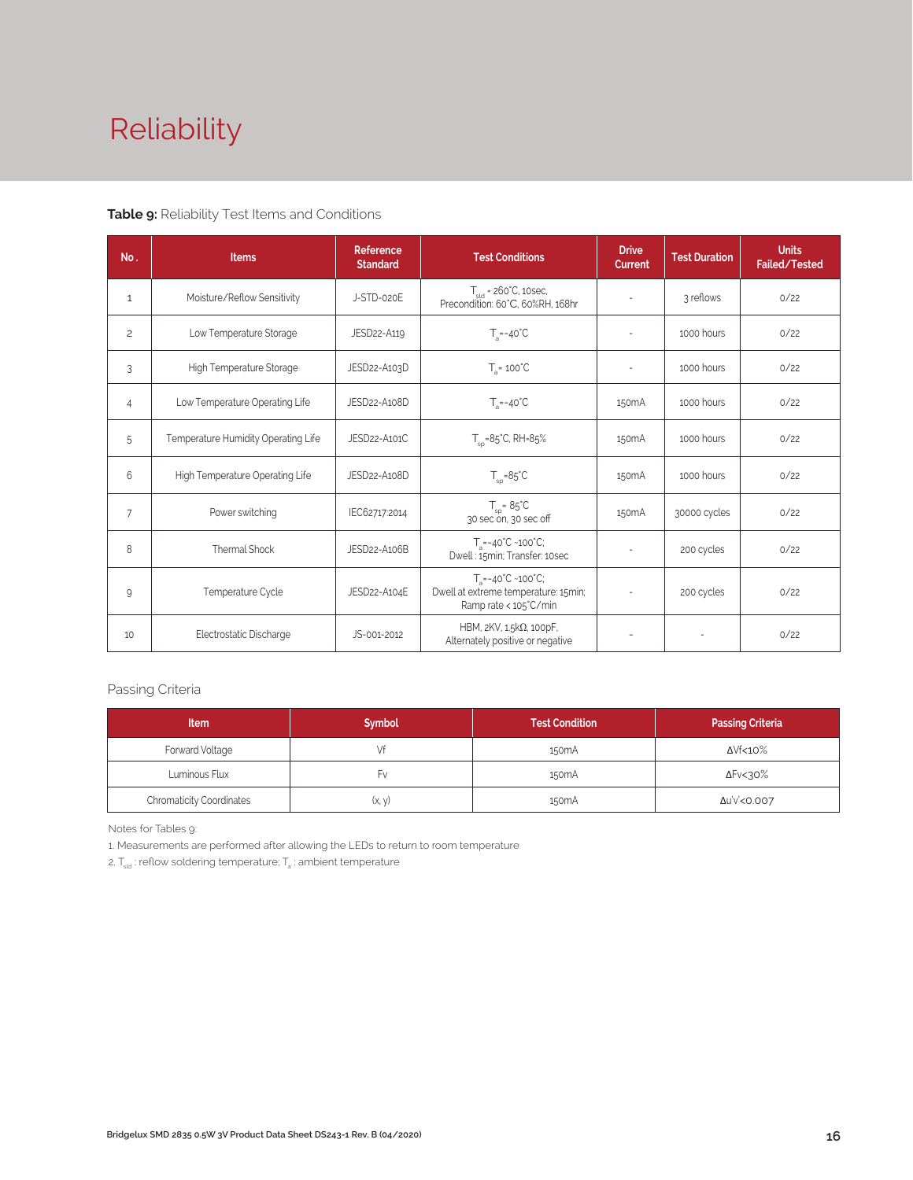# Reliability

**Table 9:** Reliability Test Items and Conditions

| No. | Items | Reference Standard | Test Conditions | Drive Current | Test Duration | Units Failed/Tested |
|---|---|---|---|---|---|---|
| 1 | Moisture/Reflow Sensitivity | J-STD-020E | $T_{sld}$ = 260°C, 10sec, Precondition: 60°C, 60%RH, 168hr | - | 3 reflows | 0/22 |
| 2 | Low Temperature Storage | JESD22-A119 | $T_a$=-40°C | - | 1000 hours | 0/22 |
| 3 | High Temperature Storage | JESD22-A103D | $T_a$= 100°C | - | 1000 hours | 0/22 |
| 4 | Low Temperature Operating Life | JESD22-A108D | $T_a$=-40°C | 150mA | 1000 hours | 0/22 |
| 5 | Temperature Humidity Operating Life | JESD22-A101C | $T_{sp}$=85°C, RH=85% | 150mA | 1000 hours | 0/22 |
| 6 | High Temperature Operating Life | JESD22-A108D | $T_{sp}$=85°C | 150mA | 1000 hours | 0/22 |
| 7 | Power switching | IEC62717:2014 | $T_{sp}$= 85°C 30 sec on, 30 sec off | 150mA | 30000 cycles | 0/22 |
| 8 | Thermal Shock | JESD22-A106B | $T_a$=-40°C ~100°C; Dwell : 15min; Transfer: 10sec | - | 200 cycles | 0/22 |
| 9 | Temperature Cycle | JESD22-A104E | $T_a$=-40°C ~100°C; Dwell at extreme temperature: 15min; Ramp rate < 105°C/min | - | 200 cycles | 0/22 |
| 10 | Electrostatic Discharge | JS-001-2012 | HBM, 2KV, 1.5kΩ, 100pF, Alternately positive or negative | - | - | 0/22 |

## Passing Criteria

| Item | Symbol | Test Condition | Passing Criteria |
|---|---|---|---|
| Forward Voltage | Vf | 150mA | ΔVf<10% |
| Luminous Flux | Fv | 150mA | ΔFv<30% |
| Chromaticity Coordinates | (x, y) | 150mA | Δu'v'<0.007 |

Notes for Tables 9:

1. Measurements are performed after allowing the LEDs to return to room temperature
2. $T_{sld}$ : reflow soldering temperature; $T_a$ : ambient temperature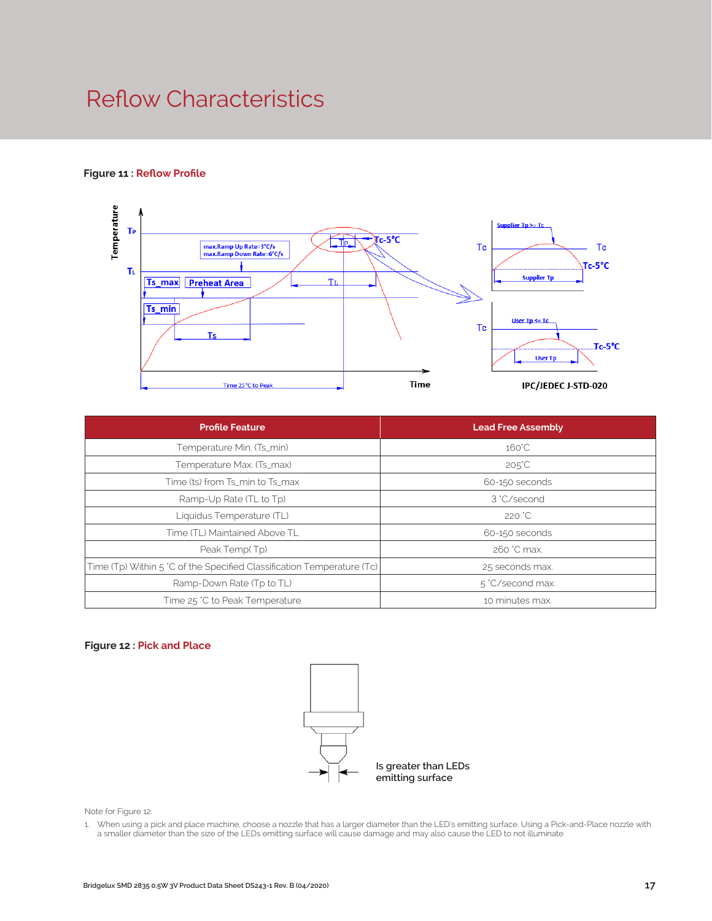# Reflow Characteristics

**Figure 11 : Reflow Profile**

| Profile Feature | Lead Free Assembly |
|---|---|
| Temperature Min. (Ts_min) | 160˚C |
| Temperature Max. (Ts_max) | 205˚C |
| Time (ts) from Ts_min to Ts_max | 60-150 seconds |
| Ramp-Up Rate (TL to Tp) | 3 ˚C/second |
| Liquidus Temperature (TL) | 220 ˚C |
| Time (TL) Maintained Above TL | 60-150 seconds |
| Peak Temp( Tp) | 260 ˚C max. |
| Time (Tp) Within 5 ˚C of the Specified Classification Temperature (Tc) | 25 seconds max. |
| Ramp-Down Rate (Tp to TL) | 5 ˚C/second max. |
| Time 25 ˚C to Peak Temperature | 10 minutes max. |

**Figure 12 : Pick and Place**

Is greater than LEDs emitting surface

Note for Figure 12:

1. When using a pick and place machine, choose a nozzle that has a larger diameter than the LED's emitting surface. Using a Pick-and-Place nozzle with a smaller diameter than the size of the LEDs emitting surface will cause damage and may also cause the LED to not illuminate.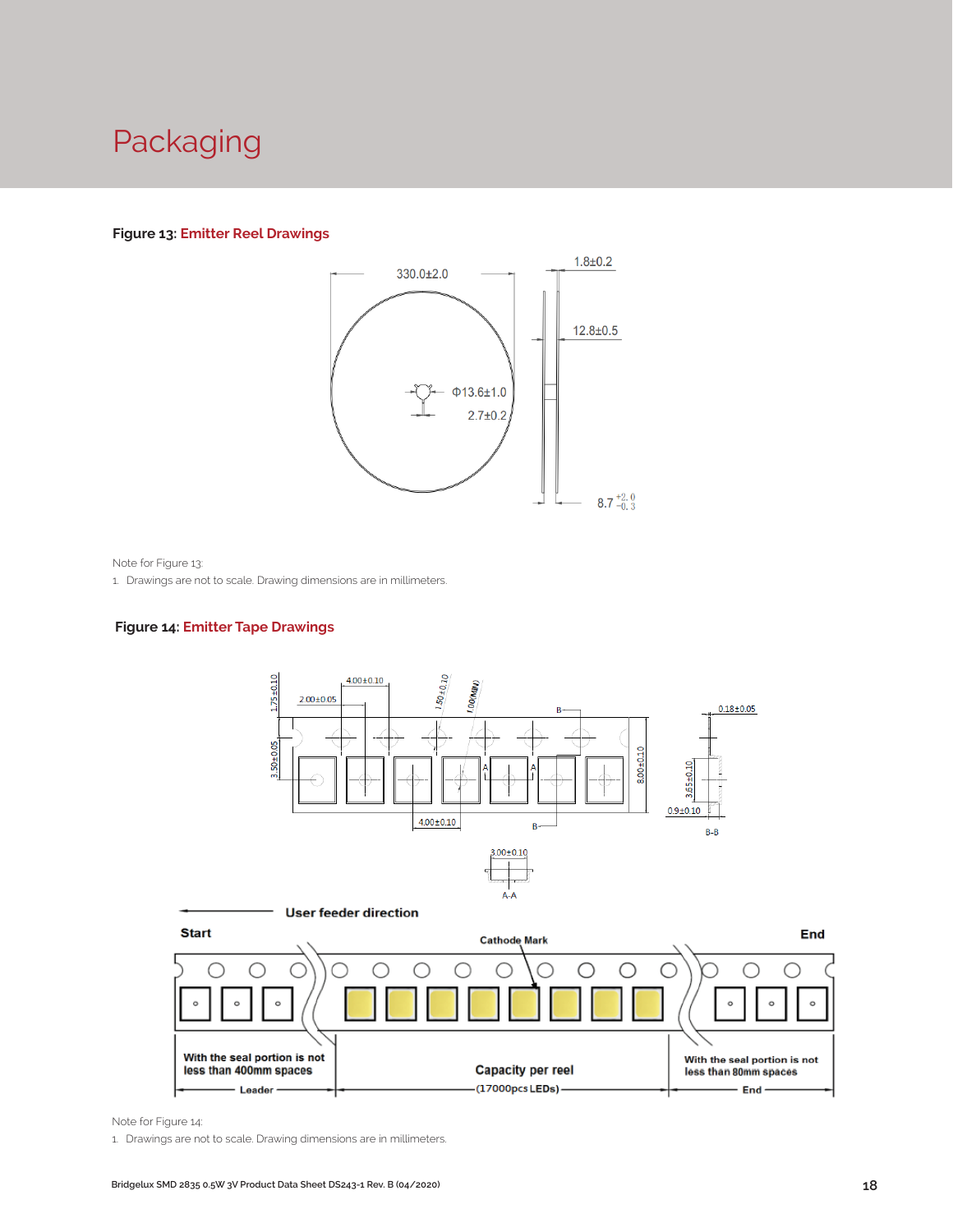# Packaging

**Figure 13: Emitter Reel Drawings**

330.0±2.0

1.8±0.2

12.8±0.5

Φ13.6±1.0

2.7±0.2

$8.7^{+2.0}_{-0.3}$

Note for Figure 13:

1. Drawings are not to scale. Drawing dimensions are in millimeters.

**Figure 14: Emitter Tape Drawings**

1.75±0.10

2.00±0.05

4.00±0.10

1.50±0.10

1.00(MIN)

3.50±0.05

8.00±0.10

4.00±0.10

0.18±0.05

3.65±0.10

0.9±0.10

B-B

3.00±0.10

A-A

User feeder direction

Start

Cathode Mark

End

With the seal portion is not less than 400mm spaces

Leader

Capacity per reel (17000pcs LEDs)

With the seal portion is not less than 80mm spaces

End

Note for Figure 14:

1. Drawings are not to scale. Drawing dimensions are in millimeters.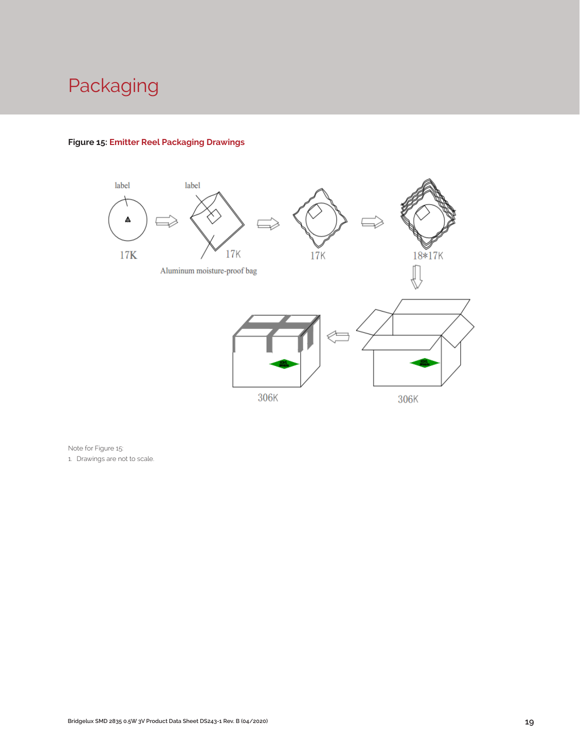# Packaging

**Figure 15: Emitter Reel Packaging Drawings**

Note for Figure 15:

1. Drawings are not to scale.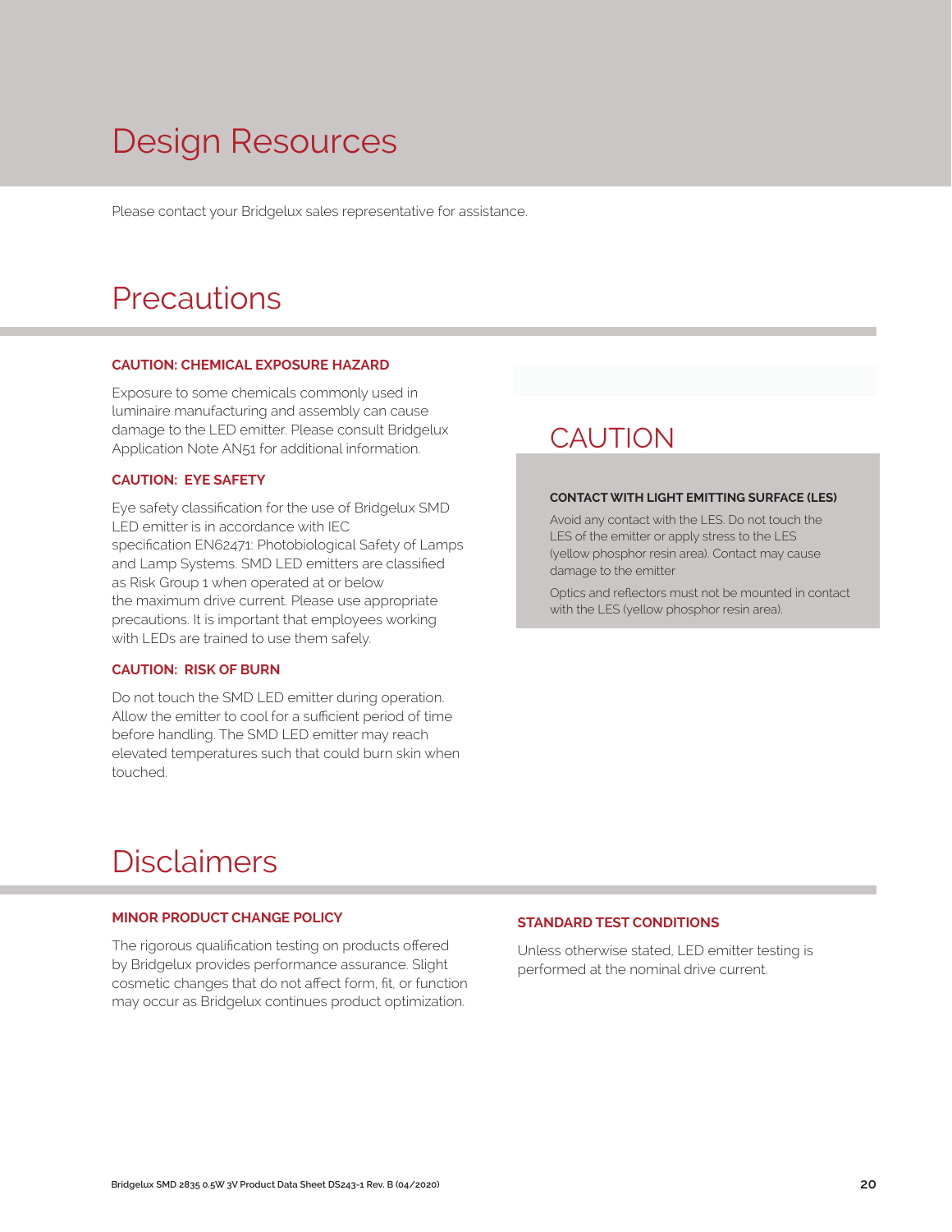# Design Resources

Please contact your Bridgelux sales representative for assistance.

# Precautions

### CAUTION: CHEMICAL EXPOSURE HAZARD

Exposure to some chemicals commonly used in luminaire manufacturing and assembly can cause damage to the LED emitter. Please consult Bridgelux Application Note AN51 for additional information.

### CAUTION: EYE SAFETY

Eye safety classification for the use of Bridgelux SMD LED emitter is in accordance with IEC specification EN62471: Photobiological Safety of Lamps and Lamp Systems. SMD LED emitters are classified as Risk Group 1 when operated at or below the maximum drive current. Please use appropriate precautions. It is important that employees working with LEDs are trained to use them safely.

### CAUTION: RISK OF BURN

Do not touch the SMD LED emitter during operation. Allow the emitter to cool for a sufficient period of time before handling. The SMD LED emitter may reach elevated temperatures such that could burn skin when touched.

## CAUTION

**CONTACT WITH LIGHT EMITTING SURFACE (LES)**

Avoid any contact with the LES. Do not touch the LES of the emitter or apply stress to the LES (yellow phosphor resin area). Contact may cause damage to the emitter

Optics and reflectors must not be mounted in contact with the LES (yellow phosphor resin area).

# Disclaimers

### MINOR PRODUCT CHANGE POLICY

The rigorous qualification testing on products offered by Bridgelux provides performance assurance. Slight cosmetic changes that do not affect form, fit, or function may occur as Bridgelux continues product optimization.

### STANDARD TEST CONDITIONS

Unless otherwise stated, LED emitter testing is performed at the nominal drive current.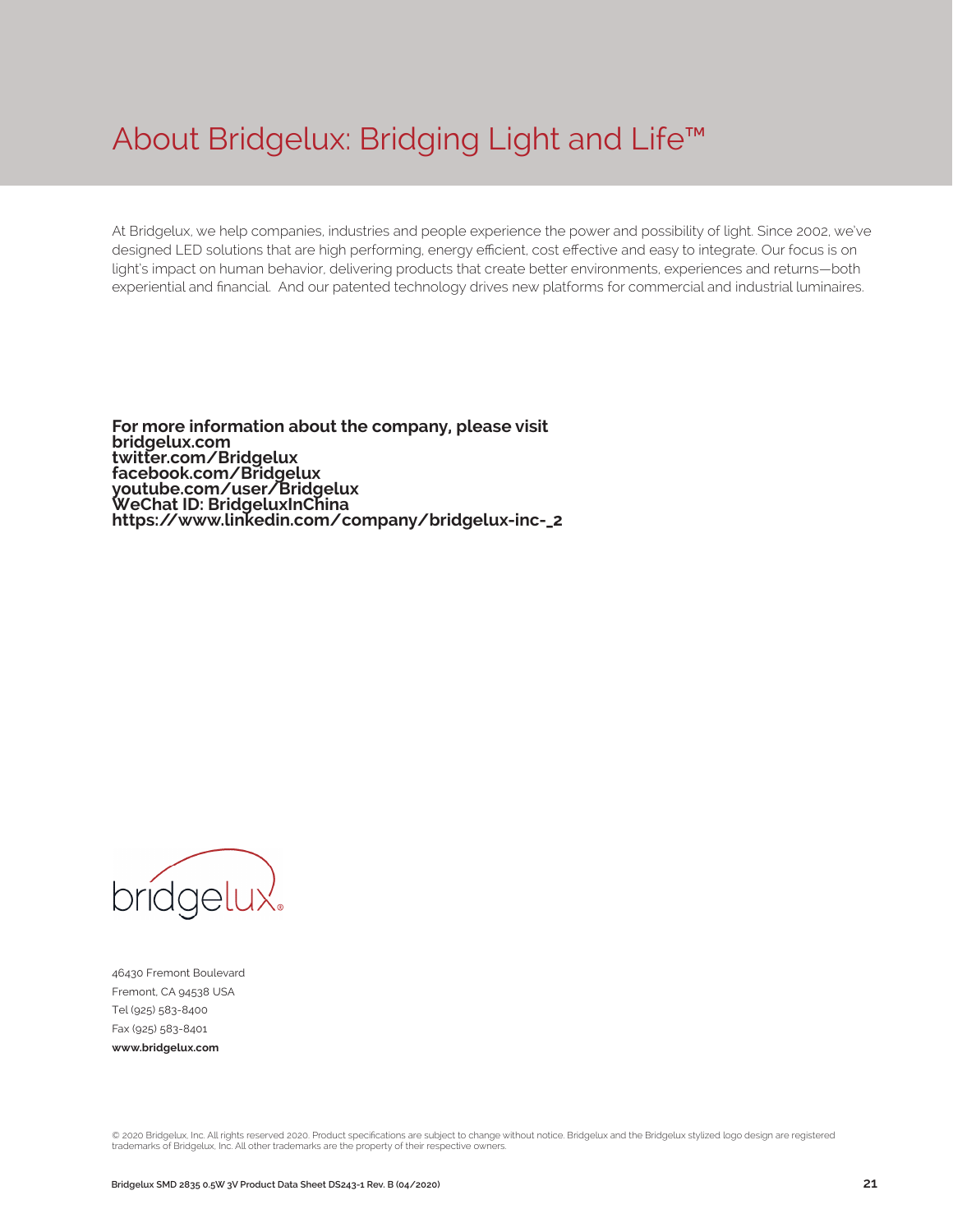# About Bridgelux: Bridging Light and Life™

At Bridgelux, we help companies, industries and people experience the power and possibility of light. Since 2002, we've designed LED solutions that are high performing, energy efficient, cost effective and easy to integrate. Our focus is on light's impact on human behavior, delivering products that create better environments, experiences and returns—both experiential and financial. And our patented technology drives new platforms for commercial and industrial luminaires.

**For more information about the company, please visit**
**bridgelux.com**
**twitter.com/Bridgelux**
**facebook.com/Bridgelux**
**youtube.com/user/Bridgelux**
**WeChat ID: BridgeluxInChina**
**https://www.linkedin.com/company/bridgelux-inc-_2**

46430 Fremont Boulevard
Fremont, CA 94538 USA
Tel (925) 583-8400
Fax (925) 583-8401
**www.bridgelux.com**

© 2020 Bridgelux, Inc. All rights reserved 2020. Product specifications are subject to change without notice. Bridgelux and the Bridgelux stylized logo design are registered trademarks of Bridgelux, Inc. All other trademarks are the property of their respective owners.